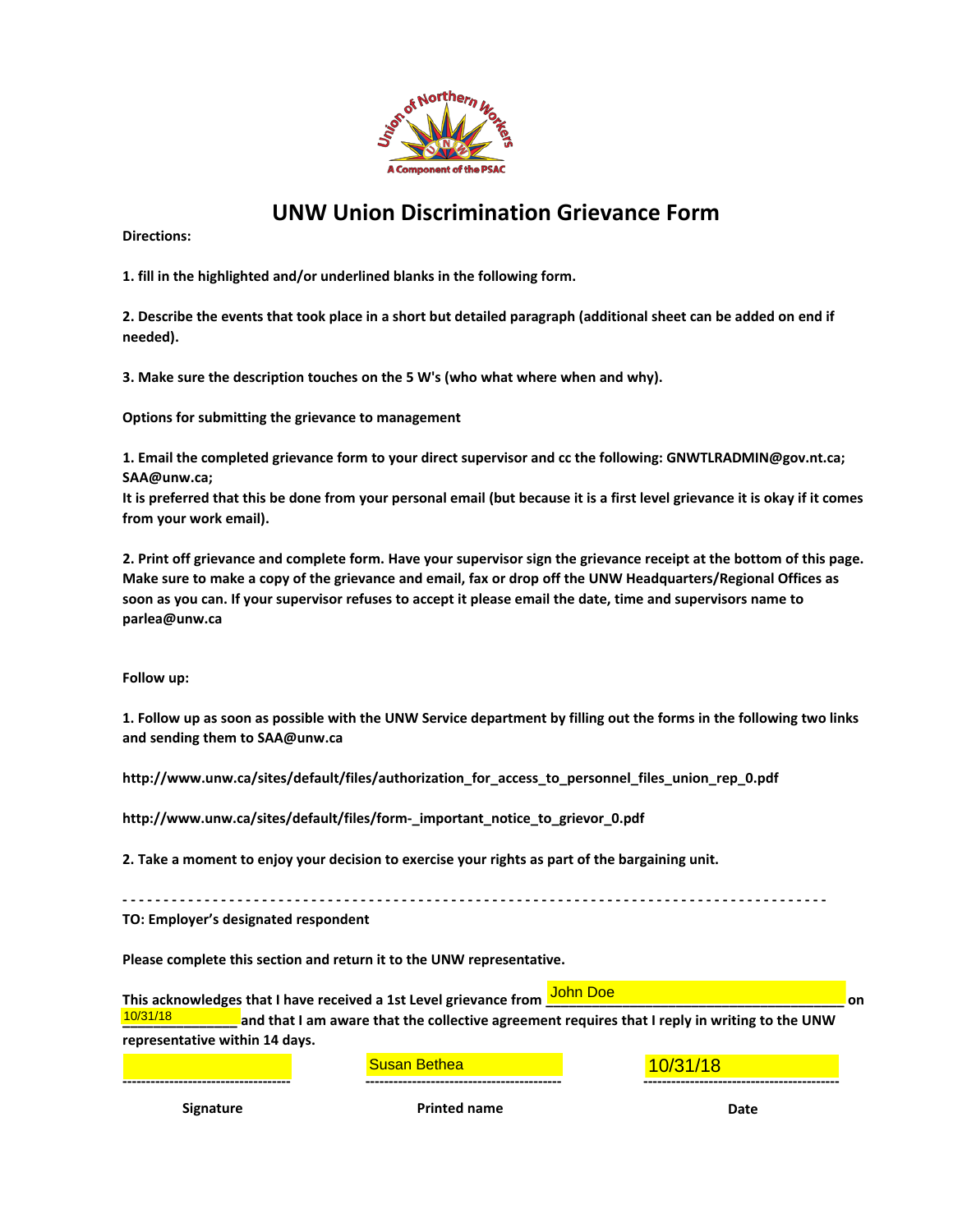# UNW Union Discrimination Grievance Form

**Directions:**

**1. fill in the highlighted and/or underlined blanks in the following form.**

**2. Describe the events that took place in a short but detailed paragraph (additional sheet can be added on end if needed).**

**3. Make sure the description touches on the 5 W's (who what where when and why).**

**Options for submitting the grievance to management**

**1. Email the completed grievance form to your direct supervisor and cc the following: GNWTLRADMIN@gov.nt.ca; SAA@unw.ca;**
**It is preferred that this be done from your personal email (but because it is a first level grievance it is okay if it comes from your work email).**

**2. Print off grievance and complete form. Have your supervisor sign the grievance receipt at the bottom of this page. Make sure to make a copy of the grievance and email, fax or drop off the UNW Headquarters/Regional Offices as soon as you can. If your supervisor refuses to accept it please email the date, time and supervisors name to parlea@unw.ca**

**Follow up:**

**1. Follow up as soon as possible with the UNW Service department by filling out the forms in the following two links and sending them to SAA@unw.ca**

**http://www.unw.ca/sites/default/files/authorization_for_access_to_personnel_files_union_rep_0.pdf**

**http://www.unw.ca/sites/default/files/form-_important_notice_to_grievor_0.pdf**

**2. Take a moment to enjoy your decision to exercise your rights as part of the bargaining unit.**

- - - - - - - - - - - - - - - - - - - - - - - - - - - - - - - - - - - - - - - - - - - - - - - - - - - - - - - - - - - - - - - -

**TO: Employer's designated respondent**

**Please complete this section and return it to the UNW representative.**

**This acknowledges that I have received a 1st Level grievance from** John Doe **on** 10/31/18 **and that I am aware that the collective agreement requires that I reply in writing to the UNW representative within 14 days.**

| | Susan Bethea | 10/31/18 |
|---|---|---|
| **Signature** | **Printed name** | **Date** |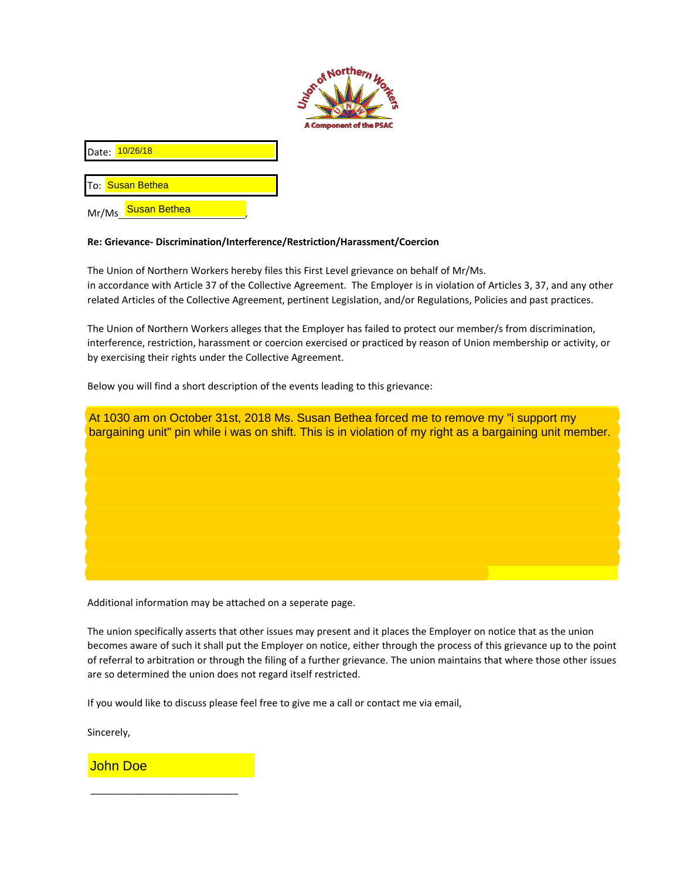Union of Northern Workers
A Component of the PSAC

Date: 10/26/18

To: Susan Bethea

Mr/Ms Susan Bethea,

**Re: Grievance- Discrimination/Interference/Restriction/Harassment/Coercion**

The Union of Northern Workers hereby files this First Level grievance on behalf of Mr/Ms.
in accordance with Article 37 of the Collective Agreement. The Employer is in violation of Articles 3, 37, and any other related Articles of the Collective Agreement, pertinent Legislation, and/or Regulations, Policies and past practices.

The Union of Northern Workers alleges that the Employer has failed to protect our member/s from discrimination, interference, restriction, harassment or coercion exercised or practiced by reason of Union membership or activity, or by exercising their rights under the Collective Agreement.

Below you will find a short description of the events leading to this grievance:

At 1030 am on October 31st, 2018 Ms. Susan Bethea forced me to remove my "i support my bargaining unit" pin while i was on shift. This is in violation of my right as a bargaining unit member.

Additional information may be attached on a seperate page.

The union specifically asserts that other issues may present and it places the Employer on notice that as the union becomes aware of such it shall put the Employer on notice, either through the process of this grievance up to the point of referral to arbitration or through the filing of a further grievance. The union maintains that where those other issues are so determined the union does not regard itself restricted.

If you would like to discuss please feel free to give me a call or contact me via email,

Sincerely,

John Doe

___________________________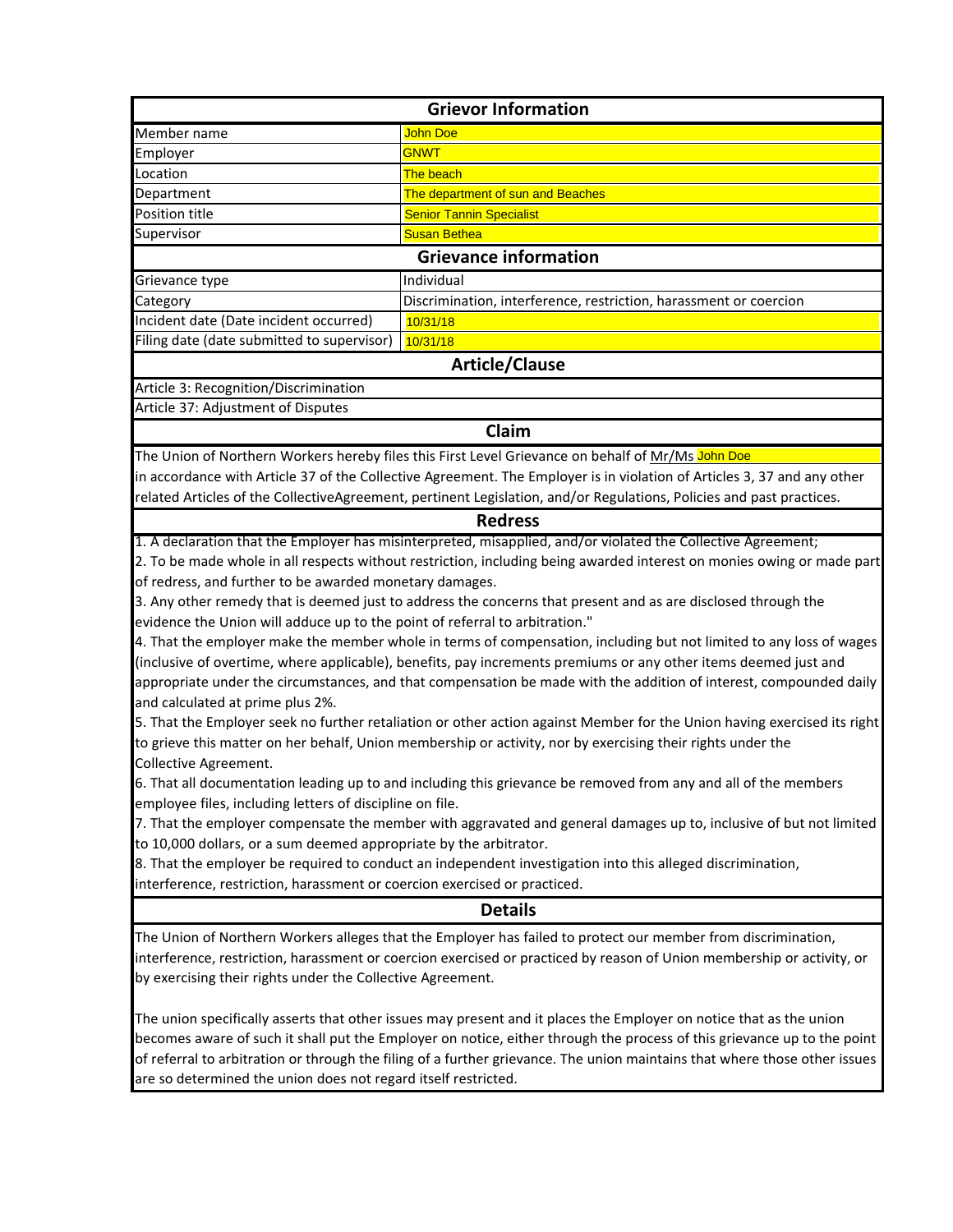## Grievor Information

| | |
|---|---|
| Member name | John Doe |
| Employer | GNWT |
| Location | The beach |
| Department | The department of sun and Beaches |
| Position title | Senior Tannin Specialist |
| Supervisor | Susan Bethea |

## Grievance information

| | |
|---|---|
| Grievance type | Individual |
| Category | Discrimination, interference, restriction, harassment or coercion |
| Incident date (Date incident occurred) | 10/31/18 |
| Filing date (date submitted to supervisor) | 10/31/18 |

## Article/Clause

Article 3: Recognition/Discrimination

Article 37: Adjustment of Disputes

## Claim

The Union of Northern Workers hereby files this First Level Grievance on behalf of Mr/Ms John Doe in accordance with Article 37 of the Collective Agreement. The Employer is in violation of Articles 3, 37 and any other related Articles of the CollectiveAgreement, pertinent Legislation, and/or Regulations, Policies and past practices.

## Redress

1. A declaration that the Employer has misinterpreted, misapplied, and/or violated the Collective Agreement;
2. To be made whole in all respects without restriction, including being awarded interest on monies owing or made part of redress, and further to be awarded monetary damages.
3. Any other remedy that is deemed just to address the concerns that present and as are disclosed through the evidence the Union will adduce up to the point of referral to arbitration."
4. That the employer make the member whole in terms of compensation, including but not limited to any loss of wages (inclusive of overtime, where applicable), benefits, pay increments premiums or any other items deemed just and appropriate under the circumstances, and that compensation be made with the addition of interest, compounded daily and calculated at prime plus 2%.
5. That the Employer seek no further retaliation or other action against Member for the Union having exercised its right to grieve this matter on her behalf, Union membership or activity, nor by exercising their rights under the Collective Agreement.
6. That all documentation leading up to and including this grievance be removed from any and all of the members employee files, including letters of discipline on file.
7. That the employer compensate the member with aggravated and general damages up to, inclusive of but not limited to 10,000 dollars, or a sum deemed appropriate by the arbitrator.
8. That the employer be required to conduct an independent investigation into this alleged discrimination, interference, restriction, harassment or coercion exercised or practiced.

## Details

The Union of Northern Workers alleges that the Employer has failed to protect our member from discrimination, interference, restriction, harassment or coercion exercised or practiced by reason of Union membership or activity, or by exercising their rights under the Collective Agreement.

The union specifically asserts that other issues may present and it places the Employer on notice that as the union becomes aware of such it shall put the Employer on notice, either through the process of this grievance up to the point of referral to arbitration or through the filing of a further grievance. The union maintains that where those other issues are so determined the union does not regard itself restricted.